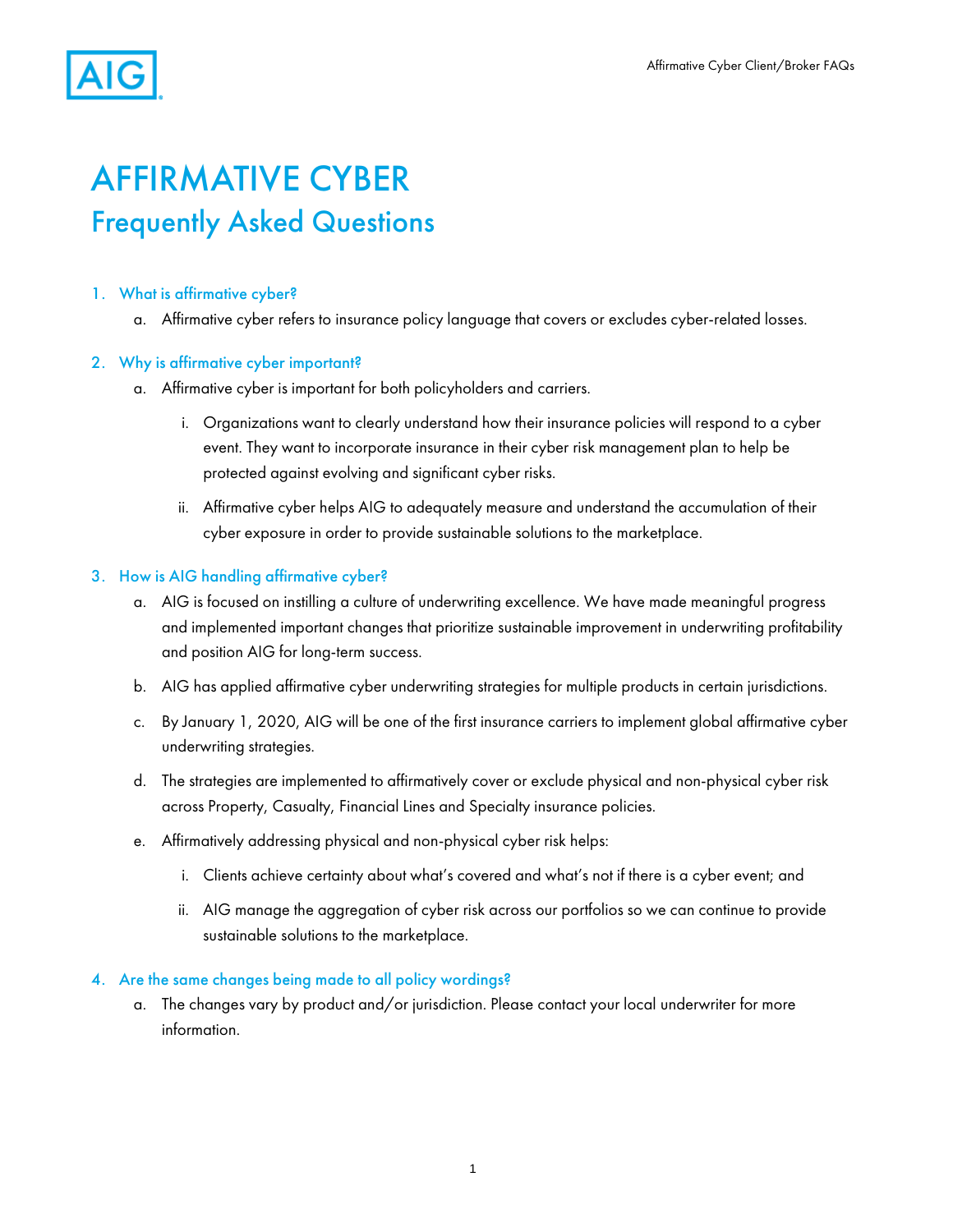# AFFIRMATIVE CYBER

## Frequently Asked Questions

1. What is affirmative cyber?
    a. Affirmative cyber refers to insurance policy language that covers or excludes cyber-related losses.

2. Why is affirmative cyber important?
    a. Affirmative cyber is important for both policyholders and carriers.
        i. Organizations want to clearly understand how their insurance policies will respond to a cyber event. They want to incorporate insurance in their cyber risk management plan to help be protected against evolving and significant cyber risks.
        ii. Affirmative cyber helps AIG to adequately measure and understand the accumulation of their cyber exposure in order to provide sustainable solutions to the marketplace.

3. How is AIG handling affirmative cyber?
    a. AIG is focused on instilling a culture of underwriting excellence. We have made meaningful progress and implemented important changes that prioritize sustainable improvement in underwriting profitability and position AIG for long-term success.
    b. AIG has applied affirmative cyber underwriting strategies for multiple products in certain jurisdictions.
    c. By January 1, 2020, AIG will be one of the first insurance carriers to implement global affirmative cyber underwriting strategies.
    d. The strategies are implemented to affirmatively cover or exclude physical and non-physical cyber risk across Property, Casualty, Financial Lines and Specialty insurance policies.
    e. Affirmatively addressing physical and non-physical cyber risk helps:
        i. Clients achieve certainty about what's covered and what's not if there is a cyber event; and
        ii. AIG manage the aggregation of cyber risk across our portfolios so we can continue to provide sustainable solutions to the marketplace.

4. Are the same changes being made to all policy wordings?
    a. The changes vary by product and/or jurisdiction. Please contact your local underwriter for more information.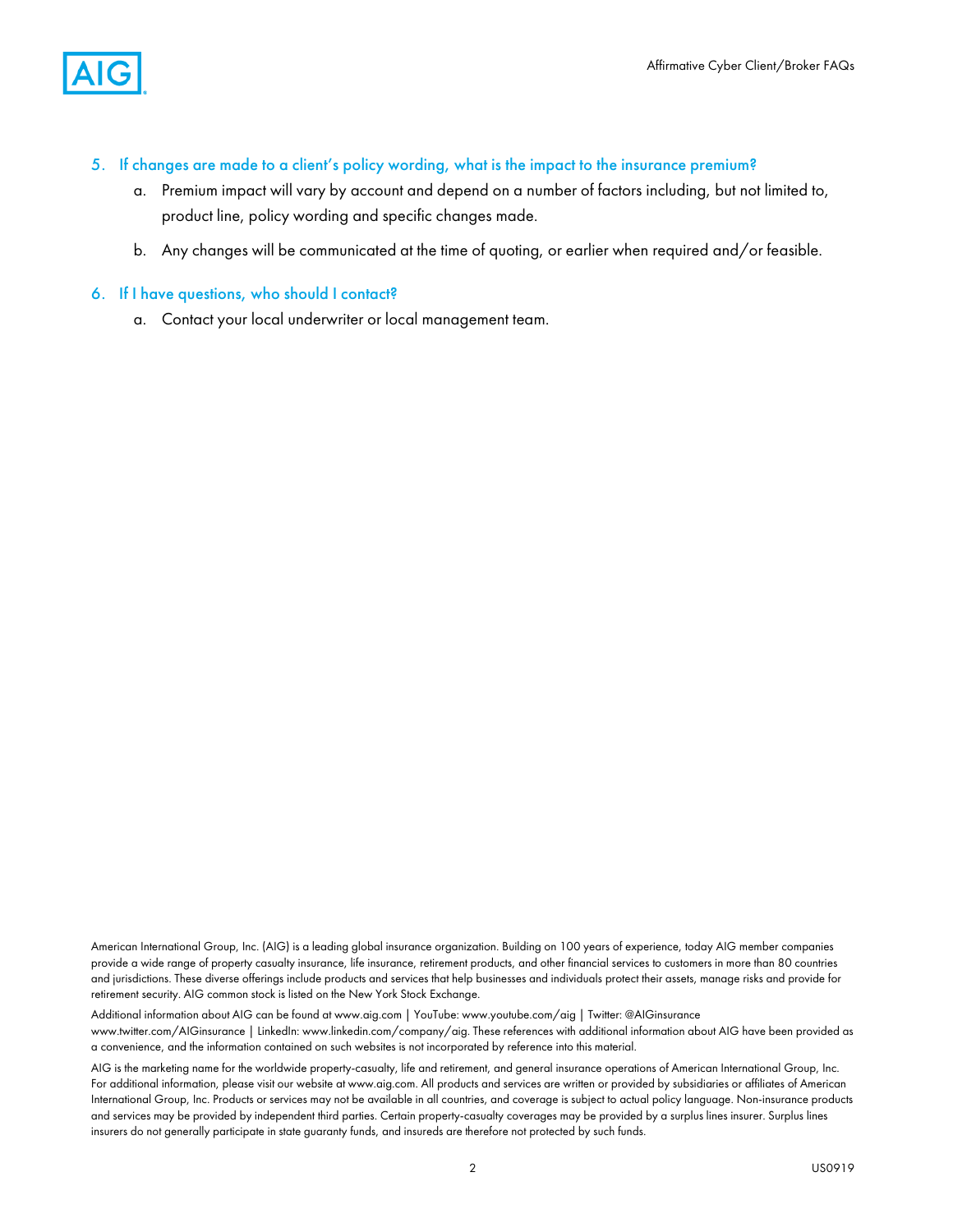5. **If changes are made to a client's policy wording, what is the impact to the insurance premium?**
   a. Premium impact will vary by account and depend on a number of factors including, but not limited to, product line, policy wording and specific changes made.
   b. Any changes will be communicated at the time of quoting, or earlier when required and/or feasible.

6. **If I have questions, who should I contact?**
   a. Contact your local underwriter or local management team.

American International Group, Inc. (AIG) is a leading global insurance organization. Building on 100 years of experience, today AIG member companies provide a wide range of property casualty insurance, life insurance, retirement products, and other financial services to customers in more than 80 countries and jurisdictions. These diverse offerings include products and services that help businesses and individuals protect their assets, manage risks and provide for retirement security. AIG common stock is listed on the New York Stock Exchange.

Additional information about AIG can be found at www.aig.com | YouTube: www.youtube.com/aig | Twitter: @AIGinsurance www.twitter.com/AIGinsurance | LinkedIn: www.linkedin.com/company/aig. These references with additional information about AIG have been provided as a convenience, and the information contained on such websites is not incorporated by reference into this material.

AIG is the marketing name for the worldwide property-casualty, life and retirement, and general insurance operations of American International Group, Inc. For additional information, please visit our website at www.aig.com. All products and services are written or provided by subsidiaries or affiliates of American International Group, Inc. Products or services may not be available in all countries, and coverage is subject to actual policy language. Non-insurance products and services may be provided by independent third parties. Certain property-casualty coverages may be provided by a surplus lines insurer. Surplus lines insurers do not generally participate in state guaranty funds, and insureds are therefore not protected by such funds.

US0919